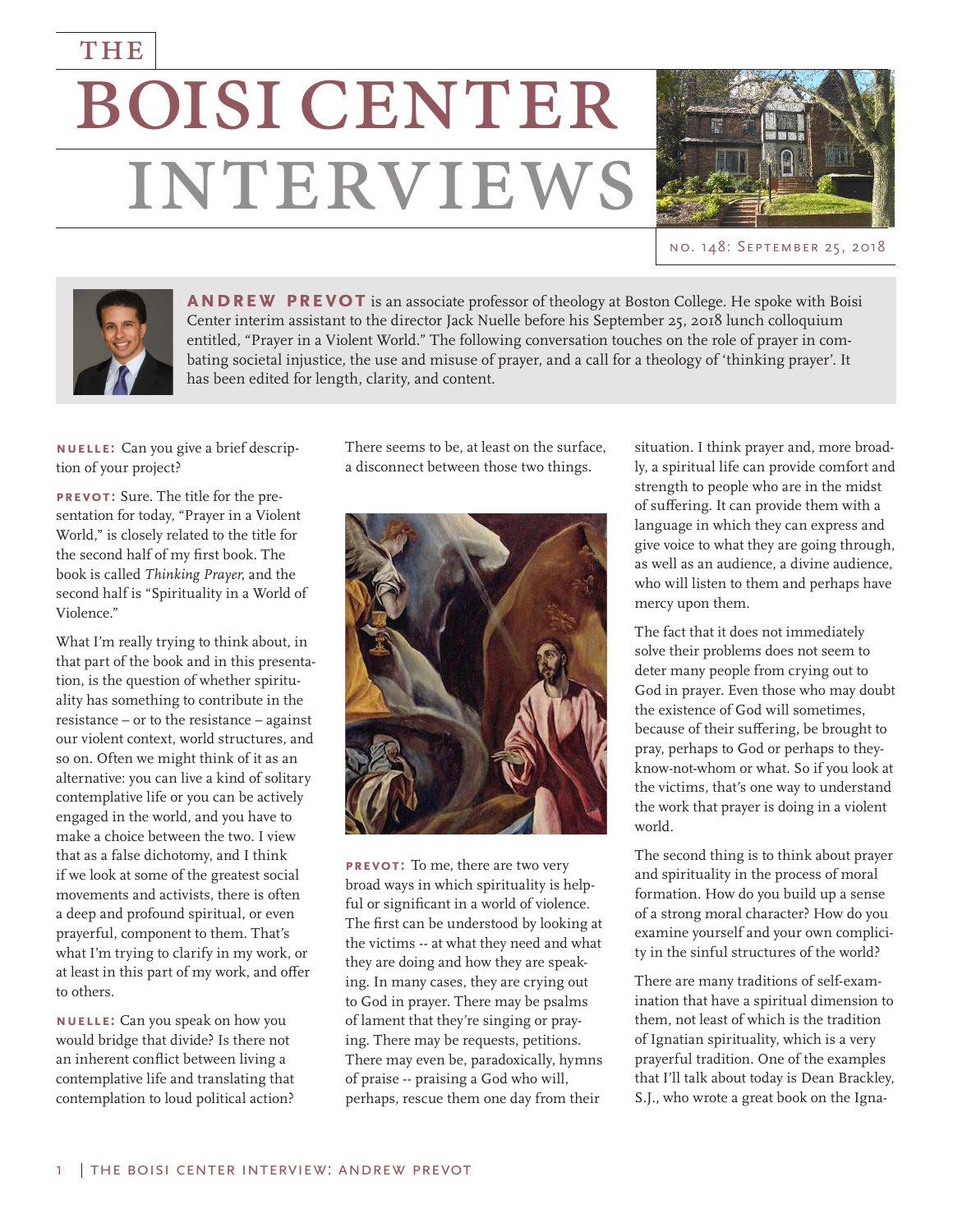# THE BOISI CENTER INTERVIEWS

no. 148: September 25, 2018

**ANDREW PREVOT** is an associate professor of theology at Boston College. He spoke with Boisi Center interim assistant to the director Jack Nuelle before his September 25, 2018 lunch colloquium entitled, "Prayer in a Violent World." The following conversation touches on the role of prayer in combating societal injustice, the use and misuse of prayer, and a call for a theology of 'thinking prayer'. It has been edited for length, clarity, and content.

**NUELLE:** Can you give a brief description of your project?

**PREVOT:** Sure. The title for the presentation for today, "Prayer in a Violent World," is closely related to the title for the second half of my first book. The book is called *Thinking Prayer*, and the second half is "Spirituality in a World of Violence."

What I'm really trying to think about, in that part of the book and in this presentation, is the question of whether spirituality has something to contribute in the resistance – or to the resistance – against our violent context, world structures, and so on. Often we might think of it as an alternative: you can live a kind of solitary contemplative life or you can be actively engaged in the world, and you have to make a choice between the two. I view that as a false dichotomy, and I think if we look at some of the greatest social movements and activists, there is often a deep and profound spiritual, or even prayerful, component to them. That's what I'm trying to clarify in my work, or at least in this part of my work, and offer to others.

**NUELLE:** Can you speak on how you would bridge that divide? Is there not an inherent conflict between living a contemplative life and translating that contemplation to loud political action? There seems to be, at least on the surface, a disconnect between those two things.

**PREVOT:** To me, there are two very broad ways in which spirituality is helpful or significant in a world of violence. The first can be understood by looking at the victims -- at what they need and what they are doing and how they are speaking. In many cases, they are crying out to God in prayer. There may be psalms of lament that they're singing or praying. There may be requests, petitions. There may even be, paradoxically, hymns of praise -- praising a God who will, perhaps, rescue them one day from their situation. I think prayer and, more broadly, a spiritual life can provide comfort and strength to people who are in the midst of suffering. It can provide them with a language in which they can express and give voice to what they are going through, as well as an audience, a divine audience, who will listen to them and perhaps have mercy upon them.

The fact that it does not immediately solve their problems does not seem to deter many people from crying out to God in prayer. Even those who may doubt the existence of God will sometimes, because of their suffering, be brought to pray, perhaps to God or perhaps to they-know-not-whom or what. So if you look at the victims, that's one way to understand the work that prayer is doing in a violent world.

The second thing is to think about prayer and spirituality in the process of moral formation. How do you build up a sense of a strong moral character? How do you examine yourself and your own complicity in the sinful structures of the world?

There are many traditions of self-examination that have a spiritual dimension to them, not least of which is the tradition of Ignatian spirituality, which is a very prayerful tradition. One of the examples that I'll talk about today is Dean Brackley, S.J., who wrote a great book on the Igna-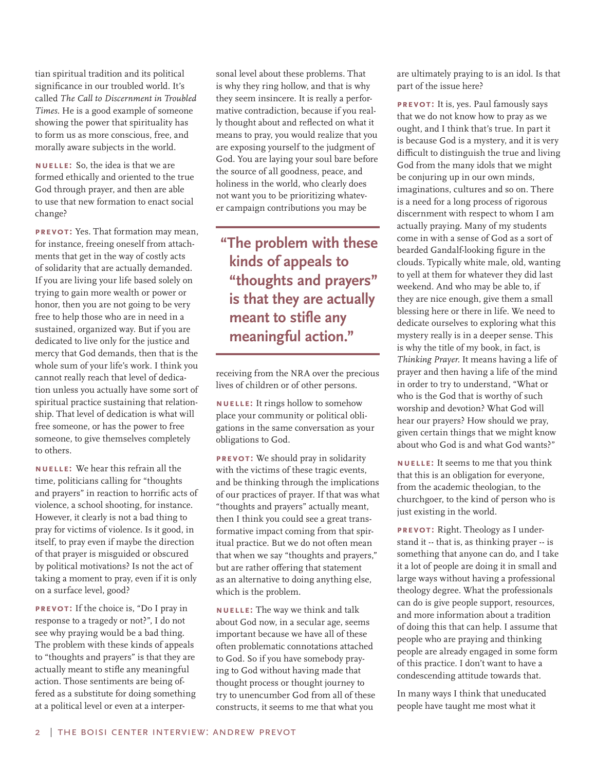tian spiritual tradition and its political significance in our troubled world. It's called *The Call to Discernment in Troubled Times*. He is a good example of someone showing the power that spirituality has to form us as more conscious, free, and morally aware subjects in the world.

**NUELLE:** So, the idea is that we are formed ethically and oriented to the true God through prayer, and then are able to use that new formation to enact social change?

**PREVOT:** Yes. That formation may mean, for instance, freeing oneself from attachments that get in the way of costly acts of solidarity that are actually demanded. If you are living your life based solely on trying to gain more wealth or power or honor, then you are not going to be very free to help those who are in need in a sustained, organized way. But if you are dedicated to live only for the justice and mercy that God demands, then that is the whole sum of your life's work. I think you cannot really reach that level of dedication unless you actually have some sort of spiritual practice sustaining that relationship. That level of dedication is what will free someone, or has the power to free someone, to give themselves completely to others.

**NUELLE:** We hear this refrain all the time, politicians calling for "thoughts and prayers" in reaction to horrific acts of violence, a school shooting, for instance. However, it clearly is not a bad thing to pray for victims of violence. Is it good, in itself, to pray even if maybe the direction of that prayer is misguided or obscured by political motivations? Is not the act of taking a moment to pray, even if it is only on a surface level, good?

**PREVOT:** If the choice is, "Do I pray in response to a tragedy or not?", I do not see why praying would be a bad thing. The problem with these kinds of appeals to "thoughts and prayers" is that they are actually meant to stifle any meaningful action. Those sentiments are being offered as a substitute for doing something at a political level or even at a interpersonal level about these problems. That is why they ring hollow, and that is why they seem insincere. It is really a performative contradiction, because if you really thought about and reflected on what it means to pray, you would realize that you are exposing yourself to the judgment of God. You are laying your soul bare before the source of all goodness, peace, and holiness in the world, who clearly does not want you to be prioritizing whatever campaign contributions you may be receiving from the NRA over the precious lives of children or of other persons.

> **"The problem with these kinds of appeals to "thoughts and prayers" is that they are actually meant to stifle any meaningful action."**

**NUELLE:** It rings hollow to somehow place your community or political obligations in the same conversation as your obligations to God.

**PREVOT:** We should pray in solidarity with the victims of these tragic events, and be thinking through the implications of our practices of prayer. If that was what "thoughts and prayers" actually meant, then I think you could see a great transformative impact coming from that spiritual practice. But we do not often mean that when we say "thoughts and prayers," but are rather offering that statement as an alternative to doing anything else, which is the problem.

**NUELLE:** The way we think and talk about God now, in a secular age, seems important because we have all of these often problematic connotations attached to God. So if you have somebody praying to God without having made that thought process or thought journey to try to unencumber God from all of these constructs, it seems to me that what you are ultimately praying to is an idol. Is that part of the issue here?

**PREVOT:** It is, yes. Paul famously says that we do not know how to pray as we ought, and I think that's true. In part it is because God is a mystery, and it is very difficult to distinguish the true and living God from the many idols that we might be conjuring up in our own minds, imaginations, cultures and so on. There is a need for a long process of rigorous discernment with respect to whom I am actually praying. Many of my students come in with a sense of God as a sort of bearded Gandalf-looking figure in the clouds. Typically white male, old, wanting to yell at them for whatever they did last weekend. And who may be able to, if they are nice enough, give them a small blessing here or there in life. We need to dedicate ourselves to exploring what this mystery really is in a deeper sense. This is why the title of my book, in fact, is *Thinking Prayer*. It means having a life of prayer and then having a life of the mind in order to try to understand, "What or who is the God that is worthy of such worship and devotion? What God will hear our prayers? How should we pray, given certain things that we might know about who God is and what God wants?"

**NUELLE:** It seems to me that you think that this is an obligation for everyone, from the academic theologian, to the churchgoer, to the kind of person who is just existing in the world.

**PREVOT:** Right. Theology as I understand it -- that is, as thinking prayer -- is something that anyone can do, and I take it a lot of people are doing it in small and large ways without having a professional theology degree. What the professionals can do is give people support, resources, and more information about a tradition of doing this that can help. I assume that people who are praying and thinking people are already engaged in some form of this practice. I don't want to have a condescending attitude towards that.

In many ways I think that uneducated people have taught me most what it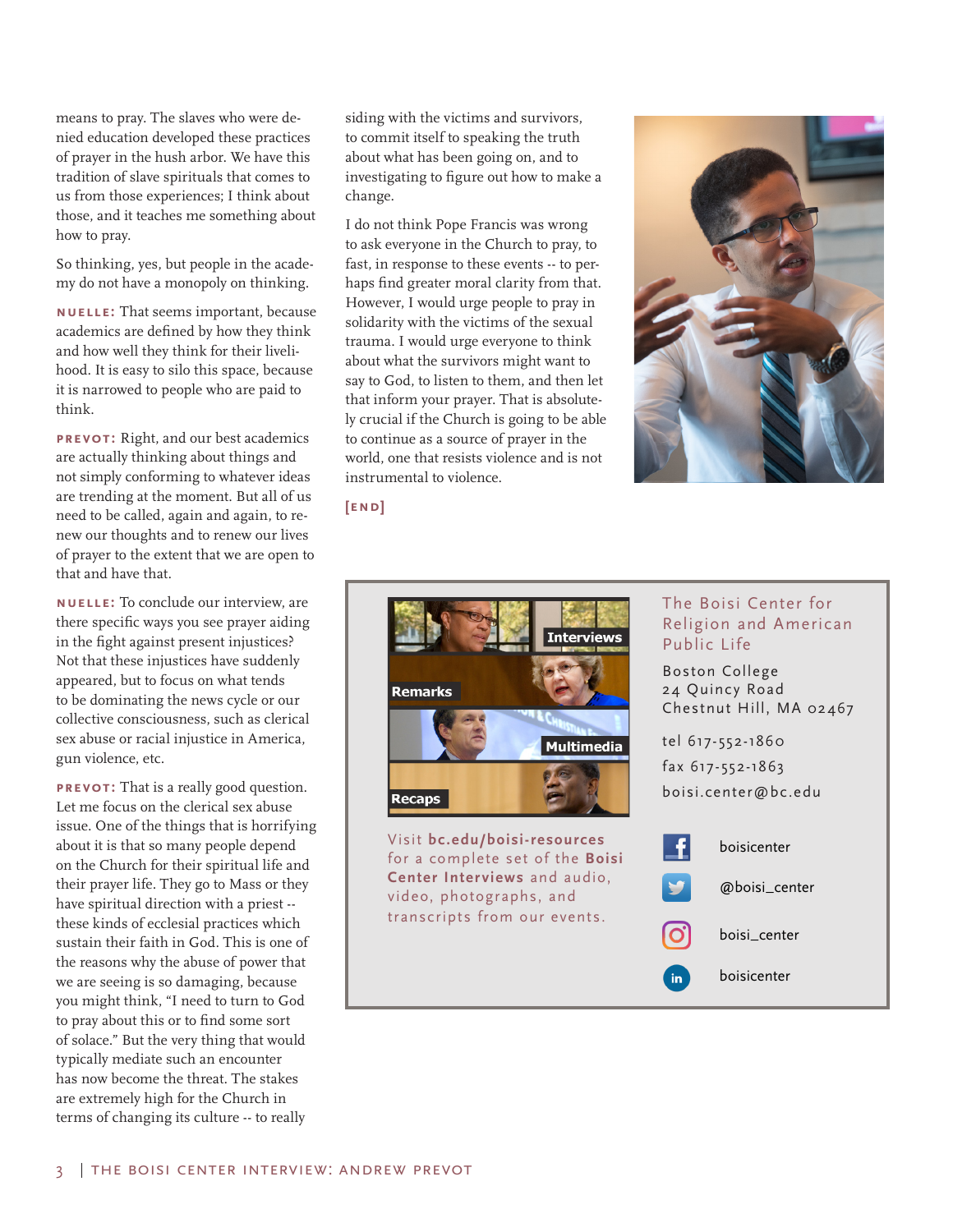means to pray. The slaves who were denied education developed these practices of prayer in the hush arbor. We have this tradition of slave spirituals that comes to us from those experiences; I think about those, and it teaches me something about how to pray.

So thinking, yes, but people in the academy do not have a monopoly on thinking.

**NUELLE:** That seems important, because academics are defined by how they think and how well they think for their livelihood. It is easy to silo this space, because it is narrowed to people who are paid to think.

**PREVOT:** Right, and our best academics are actually thinking about things and not simply conforming to whatever ideas are trending at the moment. But all of us need to be called, again and again, to renew our thoughts and to renew our lives of prayer to the extent that we are open to that and have that.

**NUELLE:** To conclude our interview, are there specific ways you see prayer aiding in the fight against present injustices? Not that these injustices have suddenly appeared, but to focus on what tends to be dominating the news cycle or our collective consciousness, such as clerical sex abuse or racial injustice in America, gun violence, etc.

**PREVOT:** That is a really good question. Let me focus on the clerical sex abuse issue. One of the things that is horrifying about it is that so many people depend on the Church for their spiritual life and their prayer life. They go to Mass or they have spiritual direction with a priest -- these kinds of ecclesial practices which sustain their faith in God. This is one of the reasons why the abuse of power that we are seeing is so damaging, because you might think, "I need to turn to God to pray about this or to find some sort of solace." But the very thing that would typically mediate such an encounter has now become the threat. The stakes are extremely high for the Church in terms of changing its culture -- to really siding with the victims and survivors, to commit itself to speaking the truth about what has been going on, and to investigating to figure out how to make a change.

I do not think Pope Francis was wrong to ask everyone in the Church to pray, to fast, in response to these events -- to perhaps find greater moral clarity from that. However, I would urge people to pray in solidarity with the victims of the sexual trauma. I would urge everyone to think about what the survivors might want to say to God, to listen to them, and then let that inform your prayer. That is absolutely crucial if the Church is going to be able to continue as a source of prayer in the world, one that resists violence and is not instrumental to violence.

**[END]**

Interviews

Remarks

Multimedia

Recaps

Visit **bc.edu/boisi-resources** for a complete set of the **Boisi Center Interviews** and audio, video, photographs, and transcripts from our events.

The Boisi Center for Religion and American Public Life

Boston College
24 Quincy Road
Chestnut Hill, MA 02467

tel 617-552-1860
fax 617-552-1863
boisi.center@bc.edu

boisicenter

@boisi_center

boisi_center

boisicenter